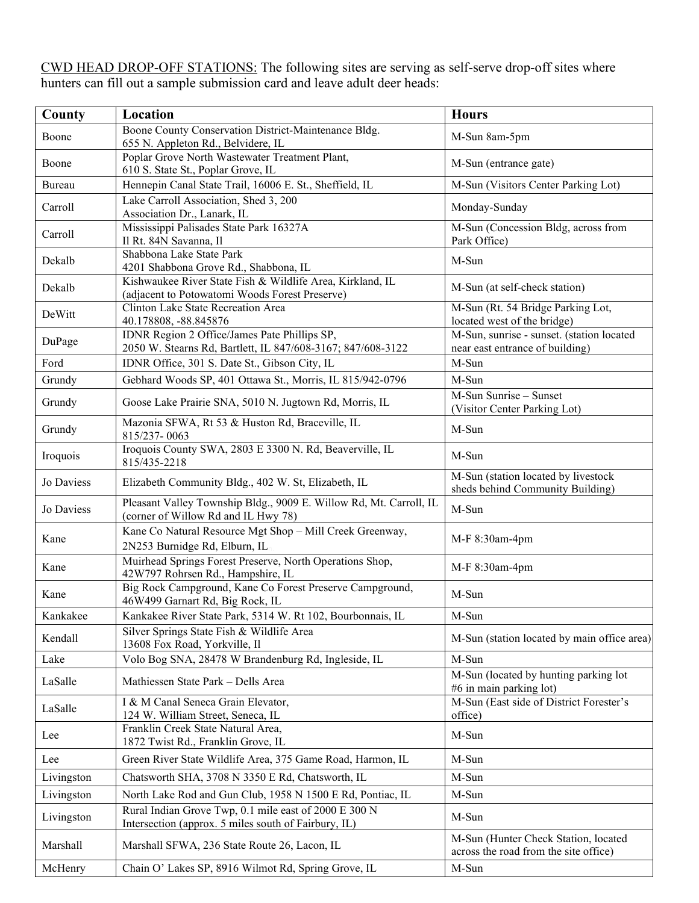<u>CWD HEAD DROP-OFF STATIONS:</u> The following sites are serving as self-serve drop-off sites where hunters can fill out a sample submission card and leave adult deer heads:

| County | Location | Hours |
|---|---|---|
| Boone | Boone County Conservation District-Maintenance Bldg. 655 N. Appleton Rd., Belvidere, IL | M-Sun 8am-5pm |
| Boone | Poplar Grove North Wastewater Treatment Plant, 610 S. State St., Poplar Grove, IL | M-Sun (entrance gate) |
| Bureau | Hennepin Canal State Trail, 16006 E. St., Sheffield, IL | M-Sun (Visitors Center Parking Lot) |
| Carroll | Lake Carroll Association, Shed 3, 200 Association Dr., Lanark, IL | Monday-Sunday |
| Carroll | Mississippi Palisades State Park 16327A Il Rt. 84N Savanna, Il | M-Sun (Concession Bldg, across from Park Office) |
| Dekalb | Shabbona Lake State Park 4201 Shabbona Grove Rd., Shabbona, IL | M-Sun |
| Dekalb | Kishwaukee River State Fish & Wildlife Area, Kirkland, IL (adjacent to Potowatomi Woods Forest Preserve) | M-Sun (at self-check station) |
| DeWitt | Clinton Lake State Recreation Area 40.178808, -88.845876 | M-Sun (Rt. 54 Bridge Parking Lot, located west of the bridge) |
| DuPage | IDNR Region 2 Office/James Pate Phillips SP, 2050 W. Stearns Rd, Bartlett, IL 847/608-3167; 847/608-3122 | M-Sun, sunrise - sunset. (station located near east entrance of building) |
| Ford | IDNR Office, 301 S. Date St., Gibson City, IL | M-Sun |
| Grundy | Gebhard Woods SP, 401 Ottawa St., Morris, IL 815/942-0796 | M-Sun |
| Grundy | Goose Lake Prairie SNA, 5010 N. Jugtown Rd, Morris, IL | M-Sun Sunrise – Sunset (Visitor Center Parking Lot) |
| Grundy | Mazonia SFWA, Rt 53 & Huston Rd, Braceville, IL 815/237- 0063 | M-Sun |
| Iroquois | Iroquois County SWA, 2803 E 3300 N. Rd, Beaverville, IL 815/435-2218 | M-Sun |
| Jo Daviess | Elizabeth Community Bldg., 402 W. St, Elizabeth, IL | M-Sun (station located by livestock sheds behind Community Building) |
| Jo Daviess | Pleasant Valley Township Bldg., 9009 E. Willow Rd, Mt. Carroll, IL (corner of Willow Rd and IL Hwy 78) | M-Sun |
| Kane | Kane Co Natural Resource Mgt Shop – Mill Creek Greenway, 2N253 Burnidge Rd, Elburn, IL | M-F 8:30am-4pm |
| Kane | Muirhead Springs Forest Preserve, North Operations Shop, 42W797 Rohrsen Rd., Hampshire, IL | M-F 8:30am-4pm |
| Kane | Big Rock Campground, Kane Co Forest Preserve Campground, 46W499 Garnart Rd, Big Rock, IL | M-Sun |
| Kankakee | Kankakee River State Park, 5314 W. Rt 102, Bourbonnais, IL | M-Sun |
| Kendall | Silver Springs State Fish & Wildlife Area 13608 Fox Road, Yorkville, Il | M-Sun (station located by main office area) |
| Lake | Volo Bog SNA, 28478 W Brandenburg Rd, Ingleside, IL | M-Sun |
| LaSalle | Mathiessen State Park – Dells Area | M-Sun (located by hunting parking lot #6 in main parking lot) |
| LaSalle | I & M Canal Seneca Grain Elevator, 124 W. William Street, Seneca, IL | M-Sun (East side of District Forester's office) |
| Lee | Franklin Creek State Natural Area, 1872 Twist Rd., Franklin Grove, IL | M-Sun |
| Lee | Green River State Wildlife Area, 375 Game Road, Harmon, IL | M-Sun |
| Livingston | Chatsworth SHA, 3708 N 3350 E Rd, Chatsworth, IL | M-Sun |
| Livingston | North Lake Rod and Gun Club, 1958 N 1500 E Rd, Pontiac, IL | M-Sun |
| Livingston | Rural Indian Grove Twp, 0.1 mile east of 2000 E 300 N Intersection (approx. 5 miles south of Fairbury, IL) | M-Sun |
| Marshall | Marshall SFWA, 236 State Route 26, Lacon, IL | M-Sun (Hunter Check Station, located across the road from the site office) |
| McHenry | Chain O' Lakes SP, 8916 Wilmot Rd, Spring Grove, IL | M-Sun |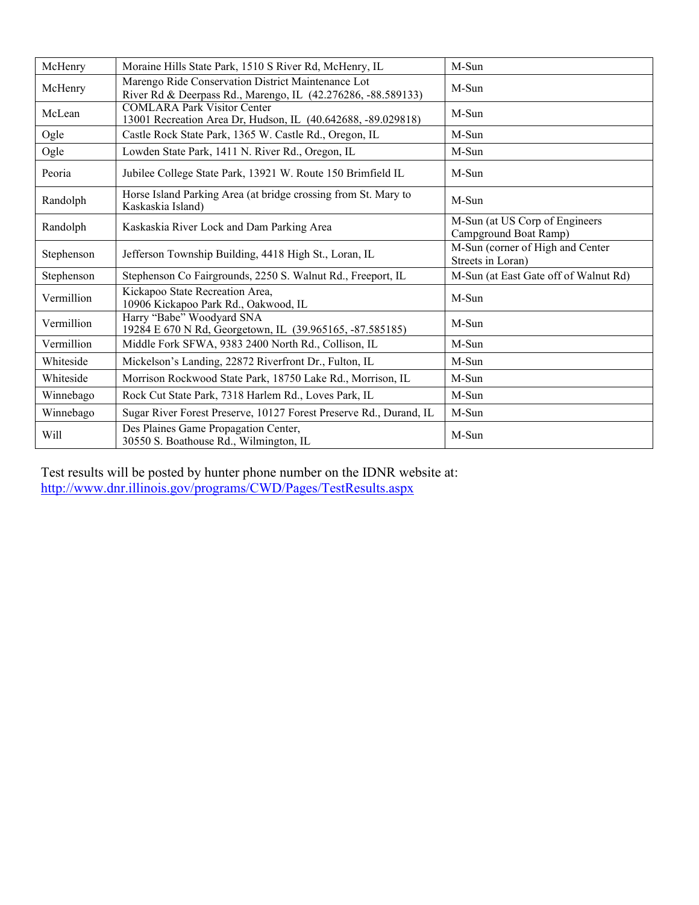| | | |
|---|---|---|
| McHenry | Moraine Hills State Park, 1510 S River Rd, McHenry, IL | M-Sun |
| McHenry | Marengo Ride Conservation District Maintenance Lot<br>River Rd & Deerpass Rd., Marengo, IL (42.276286, -88.589133) | M-Sun |
| McLean | COMLARA Park Visitor Center<br>13001 Recreation Area Dr, Hudson, IL (40.642688, -89.029818) | M-Sun |
| Ogle | Castle Rock State Park, 1365 W. Castle Rd., Oregon, IL | M-Sun |
| Ogle | Lowden State Park, 1411 N. River Rd., Oregon, IL | M-Sun |
| Peoria | Jubilee College State Park, 13921 W. Route 150 Brimfield IL | M-Sun |
| Randolph | Horse Island Parking Area (at bridge crossing from St. Mary to Kaskaskia Island) | M-Sun |
| Randolph | Kaskaskia River Lock and Dam Parking Area | M-Sun (at US Corp of Engineers Campground Boat Ramp) |
| Stephenson | Jefferson Township Building, 4418 High St., Loran, IL | M-Sun (corner of High and Center Streets in Loran) |
| Stephenson | Stephenson Co Fairgrounds, 2250 S. Walnut Rd., Freeport, IL | M-Sun (at East Gate off of Walnut Rd) |
| Vermillion | Kickapoo State Recreation Area,<br>10906 Kickapoo Park Rd., Oakwood, IL | M-Sun |
| Vermillion | Harry "Babe" Woodyard SNA<br>19284 E 670 N Rd, Georgetown, IL (39.965165, -87.585185) | M-Sun |
| Vermillion | Middle Fork SFWA, 9383 2400 North Rd., Collison, IL | M-Sun |
| Whiteside | Mickelson's Landing, 22872 Riverfront Dr., Fulton, IL | M-Sun |
| Whiteside | Morrison Rockwood State Park, 18750 Lake Rd., Morrison, IL | M-Sun |
| Winnebago | Rock Cut State Park, 7318 Harlem Rd., Loves Park, IL | M-Sun |
| Winnebago | Sugar River Forest Preserve, 10127 Forest Preserve Rd., Durand, IL | M-Sun |
| Will | Des Plaines Game Propagation Center,<br>30550 S. Boathouse Rd., Wilmington, IL | M-Sun |

Test results will be posted by hunter phone number on the IDNR website at:
http://www.dnr.illinois.gov/programs/CWD/Pages/TestResults.aspx